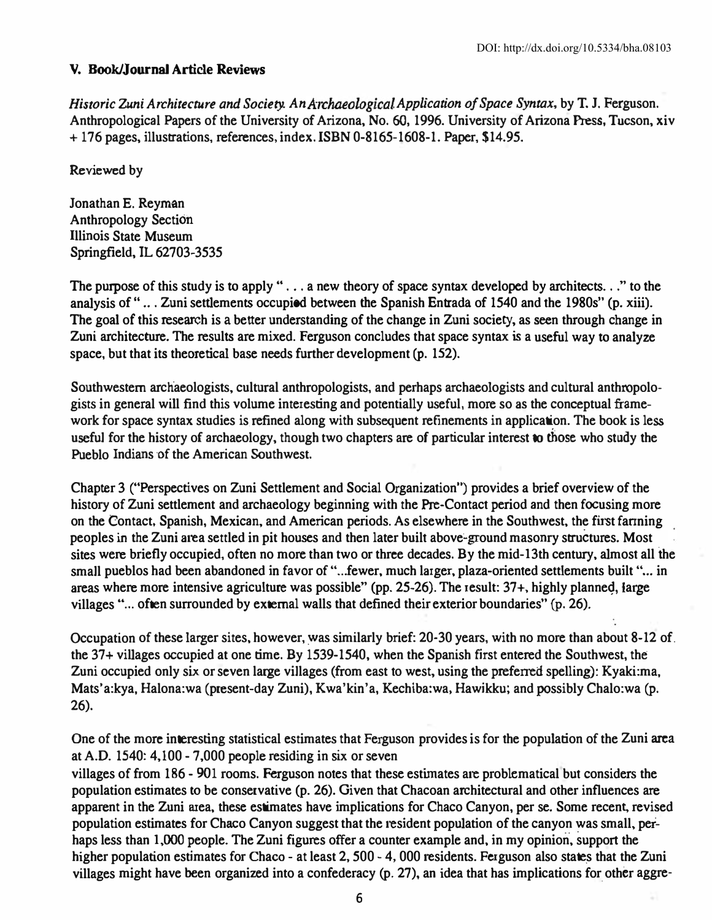DOI: http://dx.doi.org/10.5334/bha.08103

## V. Book/Journal Article Reviews

*Historic Zuni Architecture and Society. An Archaeological Application of Space Syntax*, by T. J. Ferguson. Anthropological Papers of the University of Arizona, No. 60, 1996. University of Arizona Press, Tucson, xiv + 176 pages, illustrations, references, index. ISBN 0-8165-1608-1. Paper, $14.95.

Reviewed by

Jonathan E. Reyman
Anthropology Section
Illinois State Museum
Springfield, IL 62703-3535

The purpose of this study is to apply " . . . a new theory of space syntax developed by architects. . ." to the analysis of " .. . Zuni settlements occupied between the Spanish Entrada of 1540 and the 1980s" (p. xiii). The goal of this research is a better understanding of the change in Zuni society, as seen through change in Zuni architecture. The results are mixed. Ferguson concludes that space syntax is a useful way to analyze space, but that its theoretical base needs further development (p. 152).

Southwestern archaeologists, cultural anthropologists, and perhaps archaeologists and cultural anthropologists in general will find this volume interesting and potentially useful, more so as the conceptual framework for space syntax studies is refined along with subsequent refinements in application. The book is less useful for the history of archaeology, though two chapters are of particular interest to those who study the Pueblo Indians of the American Southwest.

Chapter 3 ("Perspectives on Zuni Settlement and Social Organization") provides a brief overview of the history of Zuni settlement and archaeology beginning with the Pre-Contact period and then focusing more on the Contact, Spanish, Mexican, and American periods. As elsewhere in the Southwest, the first farming peoples in the Zuni area settled in pit houses and then later built above-ground masonry structures. Most sites were briefly occupied, often no more than two or three decades. By the mid-13th century, almost all the small pueblos had been abandoned in favor of "...fewer, much larger, plaza-oriented settlements built "... in areas where more intensive agriculture was possible" (pp. 25-26). The result: 37+, highly planned, large villages "... often surrounded by external walls that defined their exterior boundaries" (p. 26).

Occupation of these larger sites, however, was similarly brief: 20-30 years, with no more than about 8-12 of the 37+ villages occupied at one time. By 1539-1540, when the Spanish first entered the Southwest, the Zuni occupied only six or seven large villages (from east to west, using the preferred spelling): Kyaki:ma, Mats'a:kya, Halona:wa (present-day Zuni), Kwa'kin'a, Kechiba:wa, Hawikku; and possibly Chalo:wa (p. 26).

One of the more interesting statistical estimates that Ferguson provides is for the population of the Zuni area at A.D. 1540: 4,100 - 7,000 people residing in six or seven villages of from 186 - 901 rooms. Ferguson notes that these estimates are problematical but considers the population estimates to be conservative (p. 26). Given that Chacoan architectural and other influences are apparent in the Zuni area, these estimates have implications for Chaco Canyon, per se. Some recent, revised population estimates for Chaco Canyon suggest that the resident population of the canyon was small, perhaps less than 1,000 people. The Zuni figures offer a counter example and, in my opinion, support the higher population estimates for Chaco - at least 2, 500 - 4, 000 residents. Ferguson also states that the Zuni villages might have been organized into a confederacy (p. 27), an idea that has implications for other aggre-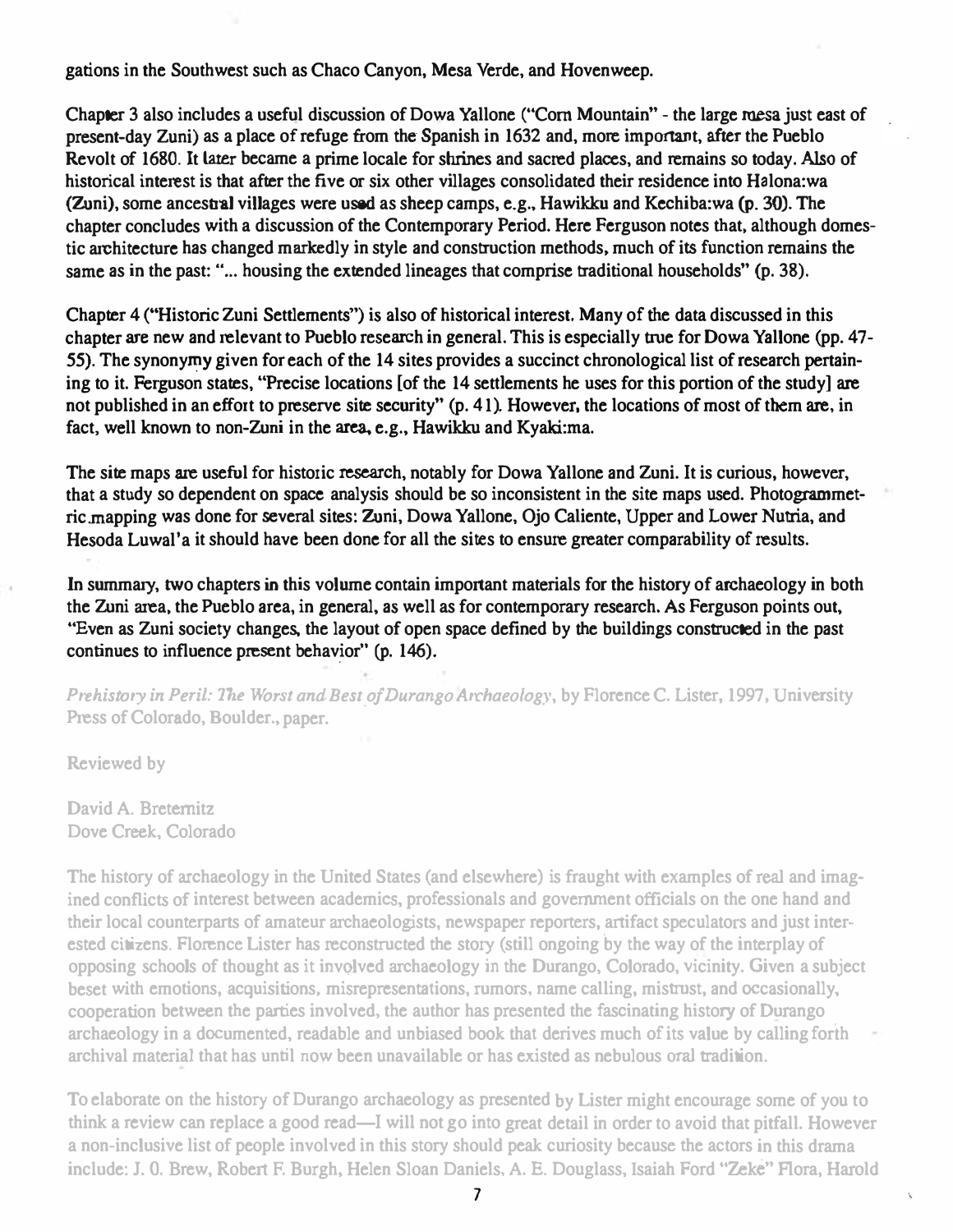gations in the Southwest such as Chaco Canyon, Mesa Verde, and Hovenweep.

Chapter 3 also includes a useful discussion of Dowa Yallone ("Corn Mountain" - the large mesa just east of present-day Zuni) as a place of refuge from the Spanish in 1632 and, more important, after the Pueblo Revolt of 1680. It later became a prime locale for shrines and sacred places, and remains so today. Also of historical interest is that after the five or six other villages consolidated their residence into Halona:wa (Zuni), some ancestral villages were used as sheep camps, e.g., Hawikku and Kechiba:wa (p. 30). The chapter concludes with a discussion of the Contemporary Period. Here Ferguson notes that, although domestic architecture has changed markedly in style and construction methods, much of its function remains the same as in the past: "... housing the extended lineages that comprise traditional households" (p. 38).

Chapter 4 ("Historic Zuni Settlements") is also of historical interest. Many of the data discussed in this chapter are new and relevant to Pueblo research in general. This is especially true for Dowa Yallone (pp. 47-55). The synonymy given for each of the 14 sites provides a succinct chronological list of research pertaining to it. Ferguson states, "Precise locations [of the 14 settlements he uses for this portion of the study] are not published in an effort to preserve site security" (p. 41). However, the locations of most of them are, in fact, well known to non-Zuni in the area, e.g., Hawikku and Kyaki:ma.

The site maps are useful for historic research, notably for Dowa Yallone and Zuni. It is curious, however, that a study so dependent on space analysis should be so inconsistent in the site maps used. Photogrammetric mapping was done for several sites: Zuni, Dowa Yallone, Ojo Caliente, Upper and Lower Nutria, and Hesoda Luwal'a it should have been done for all the sites to ensure greater comparability of results.

In summary, two chapters in this volume contain important materials for the history of archaeology in both the Zuni area, the Pueblo area, in general, as well as for contemporary research. As Ferguson points out, "Even as Zuni society changes, the layout of open space defined by the buildings constructed in the past continues to influence present behavior" (p. 146).

*Prehistory in Peril: The Worst and Best of Durango Archaeology*, by Florence C. Lister, 1997, University Press of Colorado, Boulder., paper.

Reviewed by

David A. Breternitz
Dove Creek, Colorado

The history of archaeology in the United States (and elsewhere) is fraught with examples of real and imagined conflicts of interest between academics, professionals and government officials on the one hand and their local counterparts of amateur archaeologists, newspaper reporters, artifact speculators and just interested citizens. Florence Lister has reconstructed the story (still ongoing by the way of the interplay of opposing schools of thought as it involved archaeology in the Durango, Colorado, vicinity. Given a subject beset with emotions, acquisitions, misrepresentations, rumors, name calling, mistrust, and occasionally, cooperation between the parties involved, the author has presented the fascinating history of Durango archaeology in a documented, readable and unbiased book that derives much of its value by calling forth archival material that has until now been unavailable or has existed as nebulous oral tradition.

To elaborate on the history of Durango archaeology as presented by Lister might encourage some of you to think a review can replace a good read—I will not go into great detail in order to avoid that pitfall. However a non-inclusive list of people involved in this story should peak curiosity because the actors in this drama include: J. O. Brew, Robert F. Burgh, Helen Sloan Daniels, A. E. Douglass, Isaiah Ford "Zeke" Flora, Harold